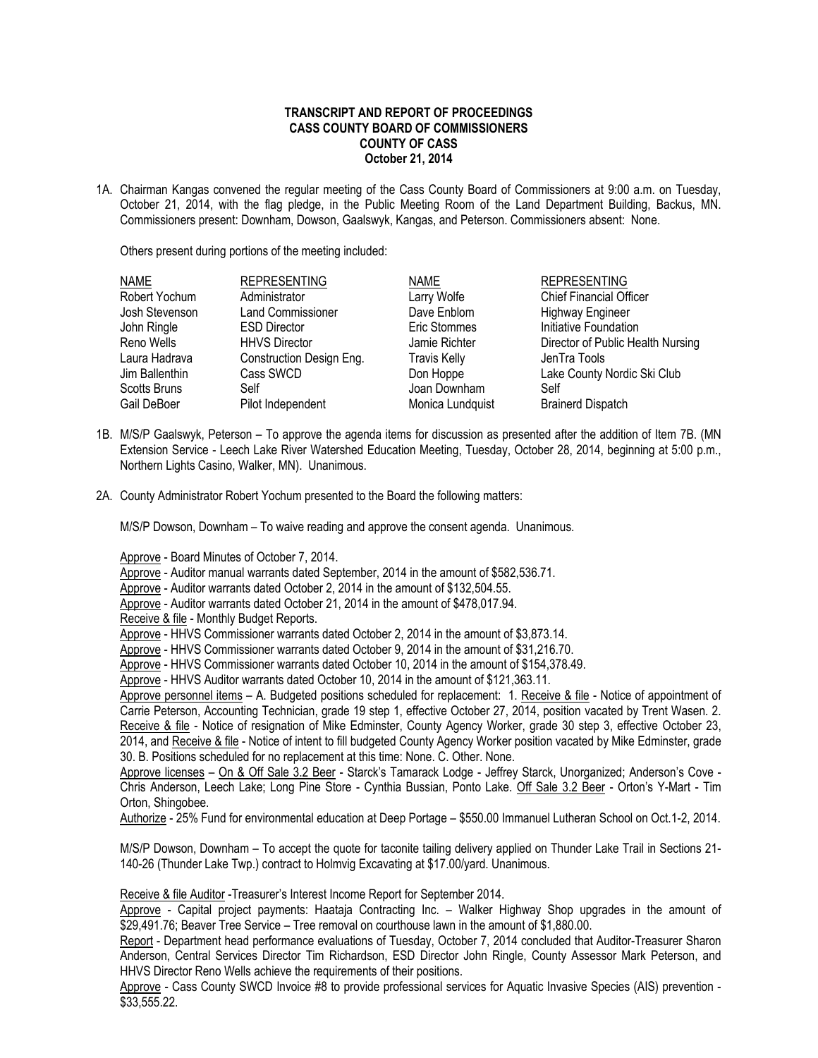**TRANSCRIPT AND REPORT OF PROCEEDINGS**
**CASS COUNTY BOARD OF COMMISSIONERS**
**COUNTY OF CASS**
**October 21, 2014**

1A. Chairman Kangas convened the regular meeting of the Cass County Board of Commissioners at 9:00 a.m. on Tuesday, October 21, 2014, with the flag pledge, in the Public Meeting Room of the Land Department Building, Backus, MN. Commissioners present: Downham, Dowson, Gaalswyk, Kangas, and Peterson. Commissioners absent: None.

Others present during portions of the meeting included:

| NAME | REPRESENTING | NAME | REPRESENTING |
|---|---|---|---|
| Robert Yochum | Administrator | Larry Wolfe | Chief Financial Officer |
| Josh Stevenson | Land Commissioner | Dave Enblom | Highway Engineer |
| John Ringle | ESD Director | Eric Stommes | Initiative Foundation |
| Reno Wells | HHVS Director | Jamie Richter | Director of Public Health Nursing |
| Laura Hadrava | Construction Design Eng. | Travis Kelly | JenTra Tools |
| Jim Ballenthin | Cass SWCD | Don Hoppe | Lake County Nordic Ski Club |
| Scotts Bruns | Self | Joan Downham | Self |
| Gail DeBoer | Pilot Independent | Monica Lundquist | Brainerd Dispatch |

1B. M/S/P Gaalswyk, Peterson – To approve the agenda items for discussion as presented after the addition of Item 7B. (MN Extension Service - Leech Lake River Watershed Education Meeting, Tuesday, October 28, 2014, beginning at 5:00 p.m., Northern Lights Casino, Walker, MN). Unanimous.

2A. County Administrator Robert Yochum presented to the Board the following matters:

M/S/P Dowson, Downham – To waive reading and approve the consent agenda. Unanimous.

Approve - Board Minutes of October 7, 2014.
Approve - Auditor manual warrants dated September, 2014 in the amount of $582,536.71.
Approve - Auditor warrants dated October 2, 2014 in the amount of $132,504.55.
Approve - Auditor warrants dated October 21, 2014 in the amount of $478,017.94.
Receive & file - Monthly Budget Reports.
Approve - HHVS Commissioner warrants dated October 2, 2014 in the amount of $3,873.14.
Approve - HHVS Commissioner warrants dated October 9, 2014 in the amount of $31,216.70.
Approve - HHVS Commissioner warrants dated October 10, 2014 in the amount of $154,378.49.
Approve - HHVS Auditor warrants dated October 10, 2014 in the amount of $121,363.11.
Approve personnel items – A. Budgeted positions scheduled for replacement: 1. Receive & file - Notice of appointment of Carrie Peterson, Accounting Technician, grade 19 step 1, effective October 27, 2014, position vacated by Trent Wasen. 2. Receive & file - Notice of resignation of Mike Edminster, County Agency Worker, grade 30 step 3, effective October 23, 2014, and Receive & file - Notice of intent to fill budgeted County Agency Worker position vacated by Mike Edminster, grade 30. B. Positions scheduled for no replacement at this time: None. C. Other. None.
Approve licenses – On & Off Sale 3.2 Beer - Starck's Tamarack Lodge - Jeffrey Starck, Unorganized; Anderson's Cove - Chris Anderson, Leech Lake; Long Pine Store - Cynthia Bussian, Ponto Lake. Off Sale 3.2 Beer - Orton's Y-Mart - Tim Orton, Shingobee.
Authorize - 25% Fund for environmental education at Deep Portage – $550.00 Immanuel Lutheran School on Oct.1-2, 2014.

M/S/P Dowson, Downham – To accept the quote for taconite tailing delivery applied on Thunder Lake Trail in Sections 21-140-26 (Thunder Lake Twp.) contract to Holmvig Excavating at $17.00/yard. Unanimous.

Receive & file Auditor -Treasurer's Interest Income Report for September 2014.
Approve - Capital project payments: Haataja Contracting Inc. – Walker Highway Shop upgrades in the amount of $29,491.76; Beaver Tree Service – Tree removal on courthouse lawn in the amount of $1,880.00.
Report - Department head performance evaluations of Tuesday, October 7, 2014 concluded that Auditor-Treasurer Sharon Anderson, Central Services Director Tim Richardson, ESD Director John Ringle, County Assessor Mark Peterson, and HHVS Director Reno Wells achieve the requirements of their positions.
Approve - Cass County SWCD Invoice #8 to provide professional services for Aquatic Invasive Species (AIS) prevention - $33,555.22.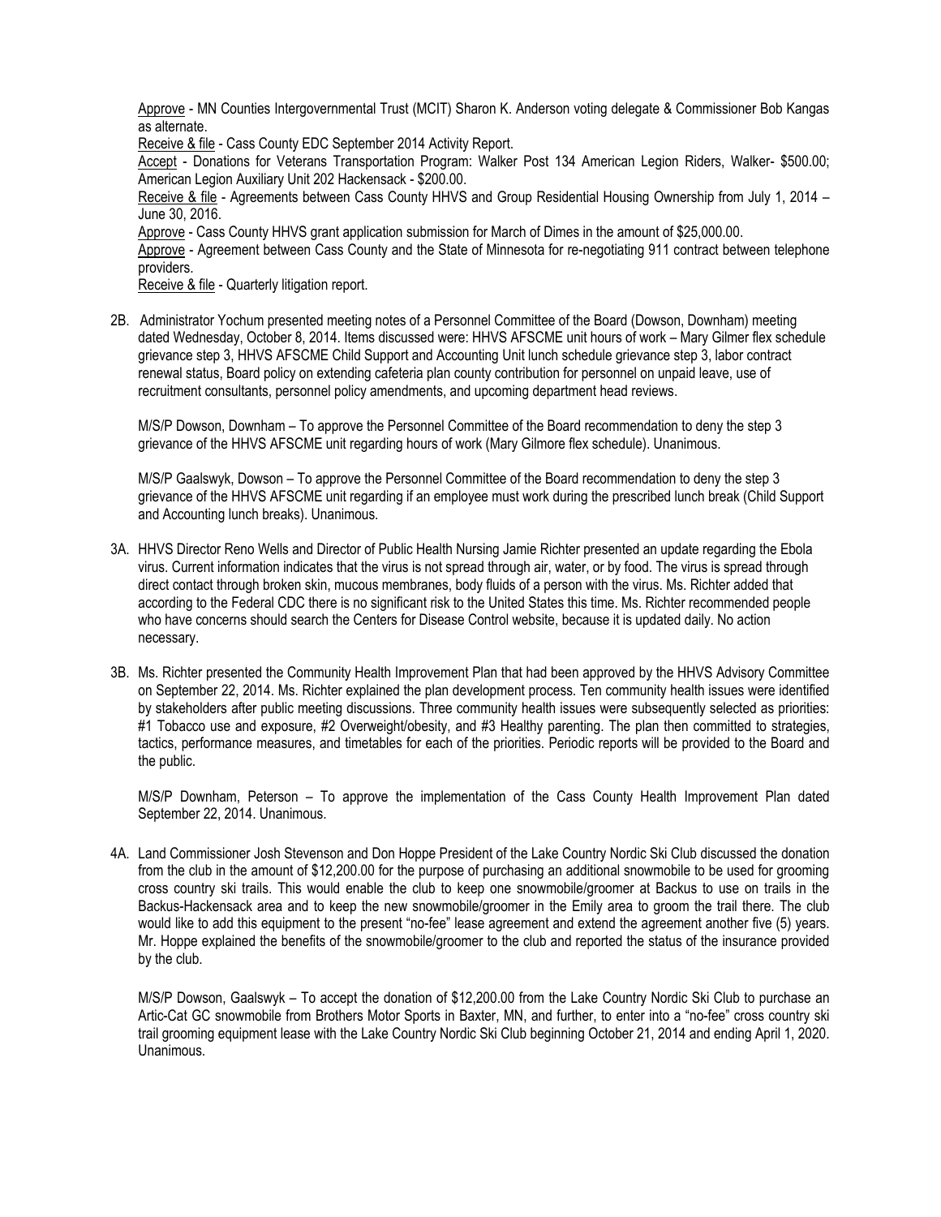Approve - MN Counties Intergovernmental Trust (MCIT) Sharon K. Anderson voting delegate & Commissioner Bob Kangas as alternate.

Receive & file - Cass County EDC September 2014 Activity Report.

Accept - Donations for Veterans Transportation Program: Walker Post 134 American Legion Riders, Walker- $500.00; American Legion Auxiliary Unit 202 Hackensack - $200.00.

Receive & file - Agreements between Cass County HHVS and Group Residential Housing Ownership from July 1, 2014 – June 30, 2016.

Approve - Cass County HHVS grant application submission for March of Dimes in the amount of $25,000.00.

Approve - Agreement between Cass County and the State of Minnesota for re-negotiating 911 contract between telephone providers.

Receive & file - Quarterly litigation report.

2B. Administrator Yochum presented meeting notes of a Personnel Committee of the Board (Dowson, Downham) meeting dated Wednesday, October 8, 2014. Items discussed were: HHVS AFSCME unit hours of work – Mary Gilmer flex schedule grievance step 3, HHVS AFSCME Child Support and Accounting Unit lunch schedule grievance step 3, labor contract renewal status, Board policy on extending cafeteria plan county contribution for personnel on unpaid leave, use of recruitment consultants, personnel policy amendments, and upcoming department head reviews.

M/S/P Dowson, Downham – To approve the Personnel Committee of the Board recommendation to deny the step 3 grievance of the HHVS AFSCME unit regarding hours of work (Mary Gilmore flex schedule). Unanimous.

M/S/P Gaalswyk, Dowson – To approve the Personnel Committee of the Board recommendation to deny the step 3 grievance of the HHVS AFSCME unit regarding if an employee must work during the prescribed lunch break (Child Support and Accounting lunch breaks). Unanimous.

3A. HHVS Director Reno Wells and Director of Public Health Nursing Jamie Richter presented an update regarding the Ebola virus. Current information indicates that the virus is not spread through air, water, or by food. The virus is spread through direct contact through broken skin, mucous membranes, body fluids of a person with the virus. Ms. Richter added that according to the Federal CDC there is no significant risk to the United States this time. Ms. Richter recommended people who have concerns should search the Centers for Disease Control website, because it is updated daily. No action necessary.

3B. Ms. Richter presented the Community Health Improvement Plan that had been approved by the HHVS Advisory Committee on September 22, 2014. Ms. Richter explained the plan development process. Ten community health issues were identified by stakeholders after public meeting discussions. Three community health issues were subsequently selected as priorities: #1 Tobacco use and exposure, #2 Overweight/obesity, and #3 Healthy parenting. The plan then committed to strategies, tactics, performance measures, and timetables for each of the priorities. Periodic reports will be provided to the Board and the public.

M/S/P Downham, Peterson – To approve the implementation of the Cass County Health Improvement Plan dated September 22, 2014. Unanimous.

4A. Land Commissioner Josh Stevenson and Don Hoppe President of the Lake Country Nordic Ski Club discussed the donation from the club in the amount of $12,200.00 for the purpose of purchasing an additional snowmobile to be used for grooming cross country ski trails. This would enable the club to keep one snowmobile/groomer at Backus to use on trails in the Backus-Hackensack area and to keep the new snowmobile/groomer in the Emily area to groom the trail there. The club would like to add this equipment to the present "no-fee" lease agreement and extend the agreement another five (5) years. Mr. Hoppe explained the benefits of the snowmobile/groomer to the club and reported the status of the insurance provided by the club.

M/S/P Dowson, Gaalswyk – To accept the donation of $12,200.00 from the Lake Country Nordic Ski Club to purchase an Artic-Cat GC snowmobile from Brothers Motor Sports in Baxter, MN, and further, to enter into a "no-fee" cross country ski trail grooming equipment lease with the Lake Country Nordic Ski Club beginning October 21, 2014 and ending April 1, 2020. Unanimous.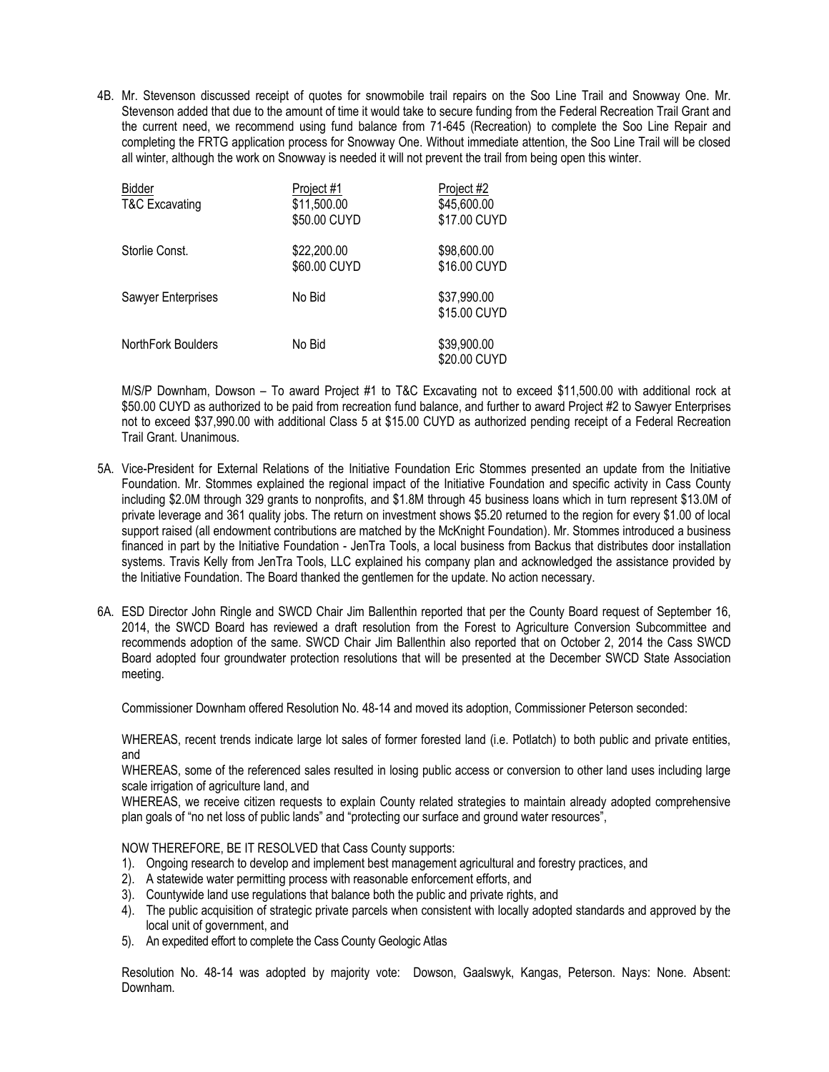4B. Mr. Stevenson discussed receipt of quotes for snowmobile trail repairs on the Soo Line Trail and Snowway One. Mr. Stevenson added that due to the amount of time it would take to secure funding from the Federal Recreation Trail Grant and the current need, we recommend using fund balance from 71-645 (Recreation) to complete the Soo Line Repair and completing the FRTG application process for Snowway One. Without immediate attention, the Soo Line Trail will be closed all winter, although the work on Snowway is needed it will not prevent the trail from being open this winter.

| Bidder | Project #1 | Project #2 |
|---|---|---|
| T&C Excavating | \$11,500.00<br>\$50.00 CUYD | \$45,600.00<br>\$17.00 CUYD |
| Storlie Const. | \$22,200.00<br>\$60.00 CUYD | \$98,600.00<br>\$16.00 CUYD |
| Sawyer Enterprises | No Bid | \$37,990.00<br>\$15.00 CUYD |
| NorthFork Boulders | No Bid | \$39,900.00<br>\$20.00 CUYD |

M/S/P Downham, Dowson – To award Project #1 to T&C Excavating not to exceed \$11,500.00 with additional rock at \$50.00 CUYD as authorized to be paid from recreation fund balance, and further to award Project #2 to Sawyer Enterprises not to exceed \$37,990.00 with additional Class 5 at \$15.00 CUYD as authorized pending receipt of a Federal Recreation Trail Grant. Unanimous.

5A. Vice-President for External Relations of the Initiative Foundation Eric Stommes presented an update from the Initiative Foundation. Mr. Stommes explained the regional impact of the Initiative Foundation and specific activity in Cass County including \$2.0M through 329 grants to nonprofits, and \$1.8M through 45 business loans which in turn represent \$13.0M of private leverage and 361 quality jobs. The return on investment shows \$5.20 returned to the region for every \$1.00 of local support raised (all endowment contributions are matched by the McKnight Foundation). Mr. Stommes introduced a business financed in part by the Initiative Foundation - JenTra Tools, a local business from Backus that distributes door installation systems. Travis Kelly from JenTra Tools, LLC explained his company plan and acknowledged the assistance provided by the Initiative Foundation. The Board thanked the gentlemen for the update. No action necessary.

6A. ESD Director John Ringle and SWCD Chair Jim Ballenthin reported that per the County Board request of September 16, 2014, the SWCD Board has reviewed a draft resolution from the Forest to Agriculture Conversion Subcommittee and recommends adoption of the same. SWCD Chair Jim Ballenthin also reported that on October 2, 2014 the Cass SWCD Board adopted four groundwater protection resolutions that will be presented at the December SWCD State Association meeting.

Commissioner Downham offered Resolution No. 48-14 and moved its adoption, Commissioner Peterson seconded:

WHEREAS, recent trends indicate large lot sales of former forested land (i.e. Potlatch) to both public and private entities, and

WHEREAS, some of the referenced sales resulted in losing public access or conversion to other land uses including large scale irrigation of agriculture land, and

WHEREAS, we receive citizen requests to explain County related strategies to maintain already adopted comprehensive plan goals of "no net loss of public lands" and "protecting our surface and ground water resources",

NOW THEREFORE, BE IT RESOLVED that Cass County supports:

1). Ongoing research to develop and implement best management agricultural and forestry practices, and
2). A statewide water permitting process with reasonable enforcement efforts, and
3). Countywide land use regulations that balance both the public and private rights, and
4). The public acquisition of strategic private parcels when consistent with locally adopted standards and approved by the local unit of government, and
5). An expedited effort to complete the Cass County Geologic Atlas

Resolution No. 48-14 was adopted by majority vote: Dowson, Gaalswyk, Kangas, Peterson. Nays: None. Absent: Downham.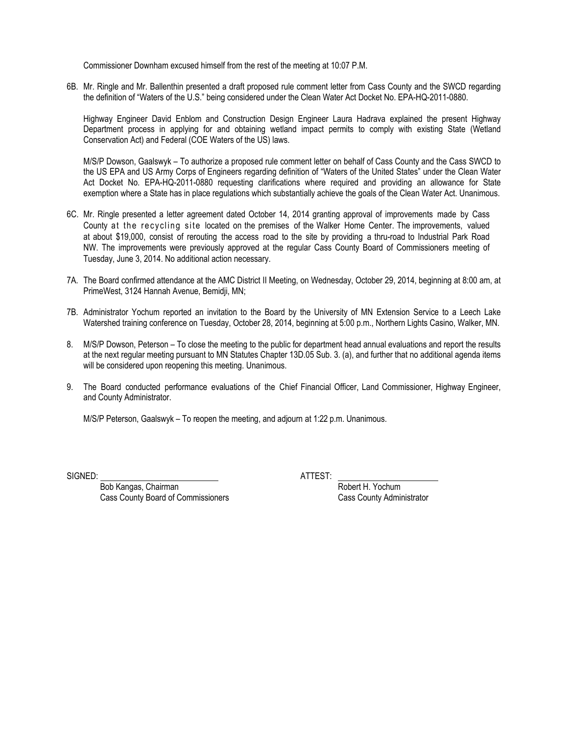Commissioner Downham excused himself from the rest of the meeting at 10:07 P.M.

6B. Mr. Ringle and Mr. Ballenthin presented a draft proposed rule comment letter from Cass County and the SWCD regarding the definition of "Waters of the U.S." being considered under the Clean Water Act Docket No. EPA-HQ-2011-0880.

Highway Engineer David Enblom and Construction Design Engineer Laura Hadrava explained the present Highway Department process in applying for and obtaining wetland impact permits to comply with existing State (Wetland Conservation Act) and Federal (COE Waters of the US) laws.

M/S/P Dowson, Gaalswyk – To authorize a proposed rule comment letter on behalf of Cass County and the Cass SWCD to the US EPA and US Army Corps of Engineers regarding definition of "Waters of the United States" under the Clean Water Act Docket No. EPA-HQ-2011-0880 requesting clarifications where required and providing an allowance for State exemption where a State has in place regulations which substantially achieve the goals of the Clean Water Act. Unanimous.

6C. Mr. Ringle presented a letter agreement dated October 14, 2014 granting approval of improvements made by Cass County at the recycling site located on the premises of the Walker Home Center. The improvements, valued at about $19,000, consist of rerouting the access road to the site by providing a thru-road to Industrial Park Road NW. The improvements were previously approved at the regular Cass County Board of Commissioners meeting of Tuesday, June 3, 2014. No additional action necessary.

7A. The Board confirmed attendance at the AMC District II Meeting, on Wednesday, October 29, 2014, beginning at 8:00 am, at PrimeWest, 3124 Hannah Avenue, Bemidji, MN;

7B. Administrator Yochum reported an invitation to the Board by the University of MN Extension Service to a Leech Lake Watershed training conference on Tuesday, October 28, 2014, beginning at 5:00 p.m., Northern Lights Casino, Walker, MN.

8. M/S/P Dowson, Peterson – To close the meeting to the public for department head annual evaluations and report the results at the next regular meeting pursuant to MN Statutes Chapter 13D.05 Sub. 3. (a), and further that no additional agenda items will be considered upon reopening this meeting. Unanimous.

9. The Board conducted performance evaluations of the Chief Financial Officer, Land Commissioner, Highway Engineer, and County Administrator.

M/S/P Peterson, Gaalswyk – To reopen the meeting, and adjourn at 1:22 p.m. Unanimous.

SIGNED: \_\_\_\_\_\_\_\_\_\_\_\_\_\_\_\_\_\_\_\_\_\_\_\_
Bob Kangas, Chairman
Cass County Board of Commissioners

ATTEST: \_\_\_\_\_\_\_\_\_\_\_\_\_\_\_\_\_\_\_\_\_\_\_\_
Robert H. Yochum
Cass County Administrator